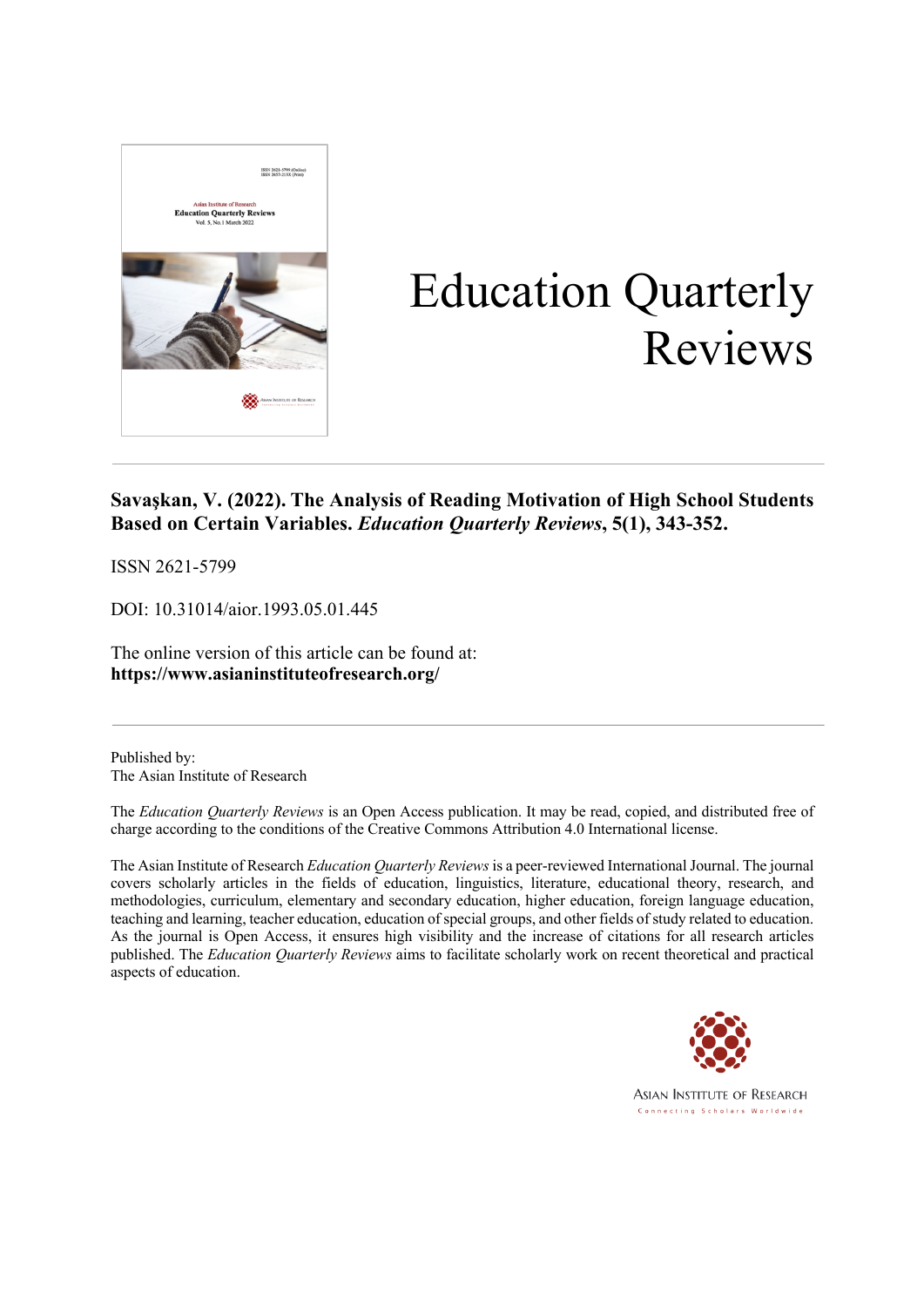# Education Quarterly Reviews

**Savaşkan, V. (2022). The Analysis of Reading Motivation of High School Students Based on Certain Variables. *Education Quarterly Reviews*, 5(1), 343-352.**

ISSN 2621-5799

DOI: 10.31014/aior.1993.05.01.445

The online version of this article can be found at:
**https://www.asianinstituteofresearch.org/**

---

Published by:
The Asian Institute of Research

The *Education Quarterly Reviews* is an Open Access publication. It may be read, copied, and distributed free of charge according to the conditions of the Creative Commons Attribution 4.0 International license.

The Asian Institute of Research *Education Quarterly Reviews* is a peer-reviewed International Journal. The journal covers scholarly articles in the fields of education, linguistics, literature, educational theory, research, and methodologies, curriculum, elementary and secondary education, higher education, foreign language education, teaching and learning, teacher education, education of special groups, and other fields of study related to education. As the journal is Open Access, it ensures high visibility and the increase of citations for all research articles published. The *Education Quarterly Reviews* aims to facilitate scholarly work on recent theoretical and practical aspects of education.

ASIAN INSTITUTE OF RESEARCH
Connecting Scholars Worldwide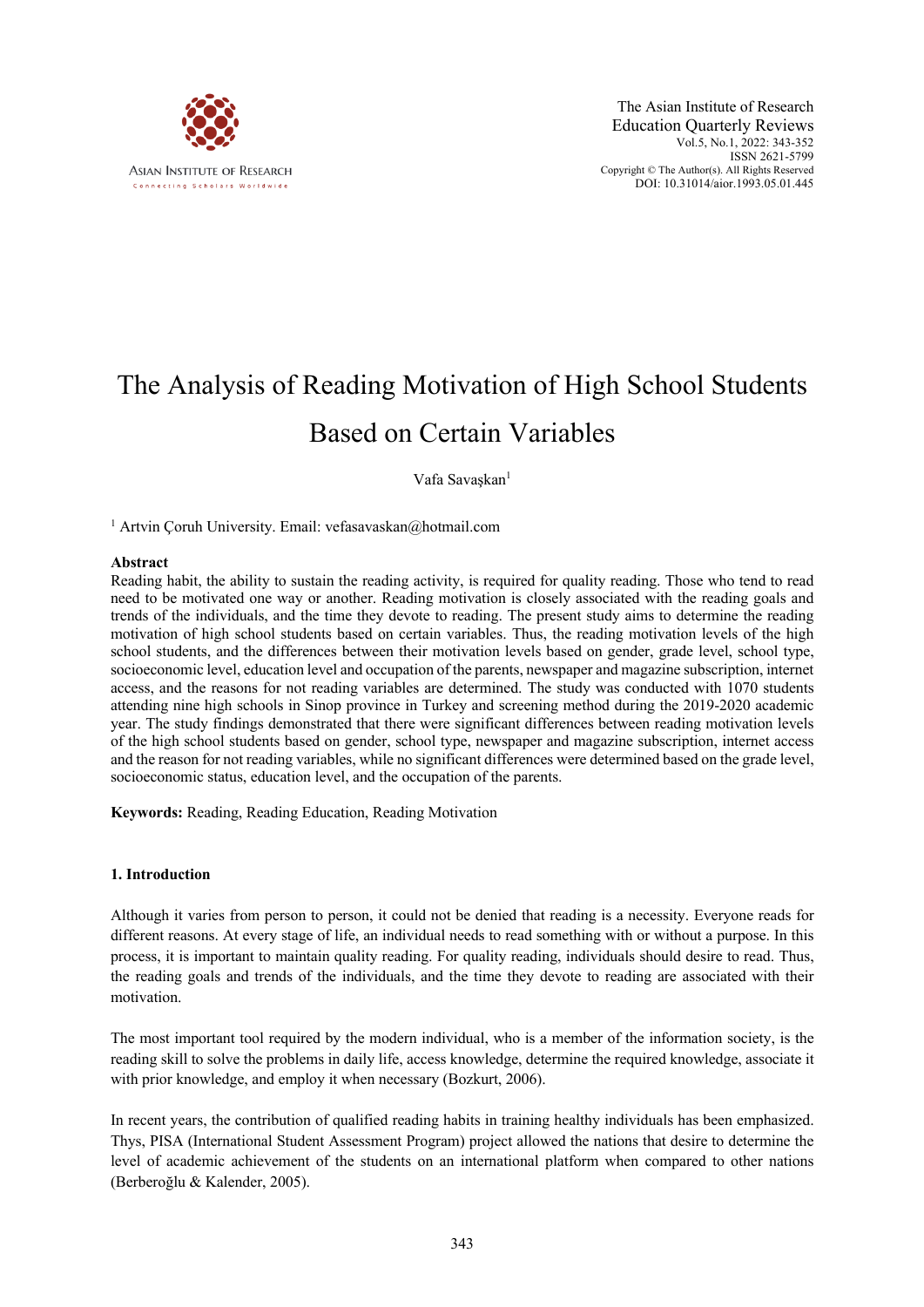# The Analysis of Reading Motivation of High School Students Based on Certain Variables

Vafa Savaşkan[1]

[1] Artvin Çoruh University. Email: vefasavaskan@hotmail.com

## Abstract

Reading habit, the ability to sustain the reading activity, is required for quality reading. Those who tend to read need to be motivated one way or another. Reading motivation is closely associated with the reading goals and trends of the individuals, and the time they devote to reading. The present study aims to determine the reading motivation of high school students based on certain variables. Thus, the reading motivation levels of the high school students, and the differences between their motivation levels based on gender, grade level, school type, socioeconomic level, education level and occupation of the parents, newspaper and magazine subscription, internet access, and the reasons for not reading variables are determined. The study was conducted with 1070 students attending nine high schools in Sinop province in Turkey and screening method during the 2019-2020 academic year. The study findings demonstrated that there were significant differences between reading motivation levels of the high school students based on gender, school type, newspaper and magazine subscription, internet access and the reason for not reading variables, while no significant differences were determined based on the grade level, socioeconomic status, education level, and the occupation of the parents.

**Keywords:** Reading, Reading Education, Reading Motivation

## 1. Introduction

Although it varies from person to person, it could not be denied that reading is a necessity. Everyone reads for different reasons. At every stage of life, an individual needs to read something with or without a purpose. In this process, it is important to maintain quality reading. For quality reading, individuals should desire to read. Thus, the reading goals and trends of the individuals, and the time they devote to reading are associated with their motivation.

The most important tool required by the modern individual, who is a member of the information society, is the reading skill to solve the problems in daily life, access knowledge, determine the required knowledge, associate it with prior knowledge, and employ it when necessary (Bozkurt, 2006).

In recent years, the contribution of qualified reading habits in training healthy individuals has been emphasized. Thys, PISA (International Student Assessment Program) project allowed the nations that desire to determine the level of academic achievement of the students on an international platform when compared to other nations (Berberoğlu & Kalender, 2005).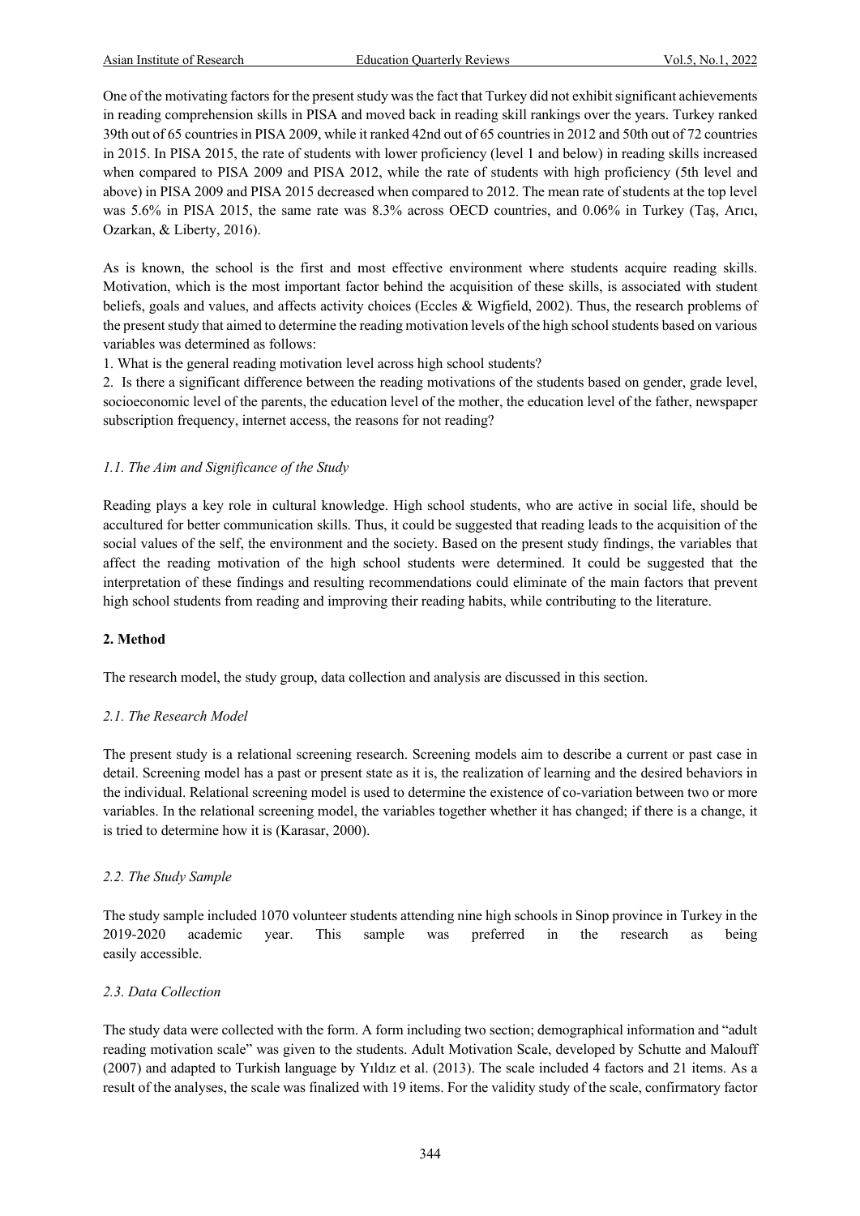One of the motivating factors for the present study was the fact that Turkey did not exhibit significant achievements in reading comprehension skills in PISA and moved back in reading skill rankings over the years. Turkey ranked 39th out of 65 countries in PISA 2009, while it ranked 42nd out of 65 countries in 2012 and 50th out of 72 countries in 2015. In PISA 2015, the rate of students with lower proficiency (level 1 and below) in reading skills increased when compared to PISA 2009 and PISA 2012, while the rate of students with high proficiency (5th level and above) in PISA 2009 and PISA 2015 decreased when compared to 2012. The mean rate of students at the top level was 5.6% in PISA 2015, the same rate was 8.3% across OECD countries, and 0.06% in Turkey (Taş, Arıcı, Ozarkan, & Liberty, 2016).

As is known, the school is the first and most effective environment where students acquire reading skills. Motivation, which is the most important factor behind the acquisition of these skills, is associated with student beliefs, goals and values, and affects activity choices (Eccles & Wigfield, 2002). Thus, the research problems of the present study that aimed to determine the reading motivation levels of the high school students based on various variables was determined as follows:

1. What is the general reading motivation level across high school students?
2. Is there a significant difference between the reading motivations of the students based on gender, grade level, socioeconomic level of the parents, the education level of the mother, the education level of the father, newspaper subscription frequency, internet access, the reasons for not reading?

### *1.1. The Aim and Significance of the Study*

Reading plays a key role in cultural knowledge. High school students, who are active in social life, should be accultured for better communication skills. Thus, it could be suggested that reading leads to the acquisition of the social values of the self, the environment and the society. Based on the present study findings, the variables that affect the reading motivation of the high school students were determined. It could be suggested that the interpretation of these findings and resulting recommendations could eliminate of the main factors that prevent high school students from reading and improving their reading habits, while contributing to the literature.

## **2. Method**

The research model, the study group, data collection and analysis are discussed in this section.

### *2.1. The Research Model*

The present study is a relational screening research. Screening models aim to describe a current or past case in detail. Screening model has a past or present state as it is, the realization of learning and the desired behaviors in the individual. Relational screening model is used to determine the existence of co-variation between two or more variables. In the relational screening model, the variables together whether it has changed; if there is a change, it is tried to determine how it is (Karasar, 2000).

### *2.2. The Study Sample*

The study sample included 1070 volunteer students attending nine high schools in Sinop province in Turkey in the 2019-2020 academic year. This sample was preferred in the research as being easily accessible.

### *2.3. Data Collection*

The study data were collected with the form. A form including two section; demographical information and "adult reading motivation scale" was given to the students. Adult Motivation Scale, developed by Schutte and Malouff (2007) and adapted to Turkish language by Yıldız et al. (2013). The scale included 4 factors and 21 items. As a result of the analyses, the scale was finalized with 19 items. For the validity study of the scale, confirmatory factor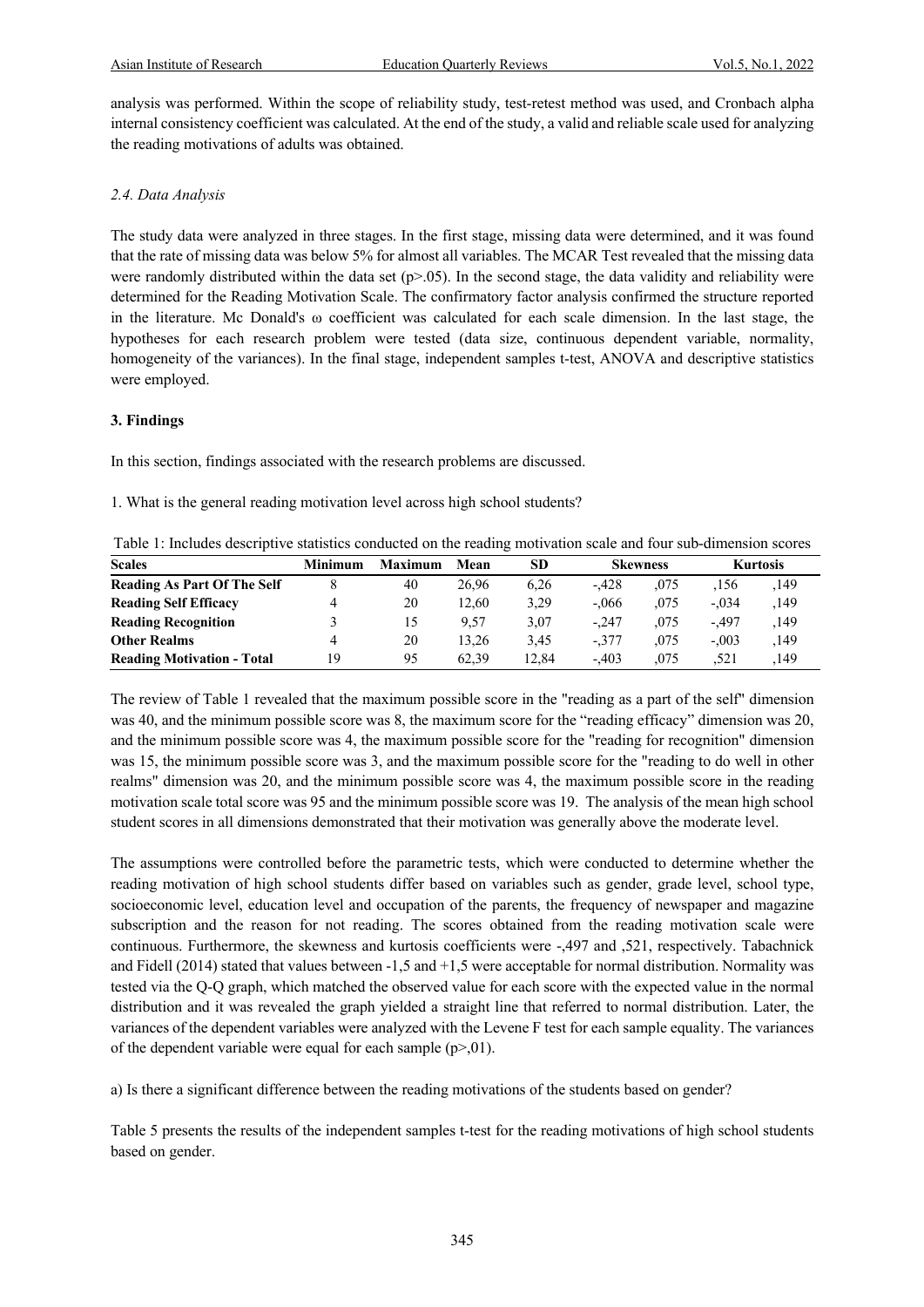analysis was performed. Within the scope of reliability study, test-retest method was used, and Cronbach alpha internal consistency coefficient was calculated. At the end of the study, a valid and reliable scale used for analyzing the reading motivations of adults was obtained.

### *2.4. Data Analysis*

The study data were analyzed in three stages. In the first stage, missing data were determined, and it was found that the rate of missing data was below 5% for almost all variables. The MCAR Test revealed that the missing data were randomly distributed within the data set ($p>.05$). In the second stage, the data validity and reliability were determined for the Reading Motivation Scale. The confirmatory factor analysis confirmed the structure reported in the literature. Mc Donald's ω coefficient was calculated for each scale dimension. In the last stage, the hypotheses for each research problem were tested (data size, continuous dependent variable, normality, homogeneity of the variances). In the final stage, independent samples t-test, ANOVA and descriptive statistics were employed.

## 3. Findings

In this section, findings associated with the research problems are discussed.

1. What is the general reading motivation level across high school students?

Table 1: Includes descriptive statistics conducted on the reading motivation scale and four sub-dimension scores

| Scales | Minimum | Maximum | Mean | SD | Skewness | | Kurtosis | |
|---|---|---|---|---|---|---|---|---|
| **Reading As Part Of The Self** | 8 | 40 | 26,96 | 6,26 | -,428 | ,075 | ,156 | ,149 |
| **Reading Self Efficacy** | 4 | 20 | 12,60 | 3,29 | -,066 | ,075 | -,034 | ,149 |
| **Reading Recognition** | 3 | 15 | 9,57 | 3,07 | -,247 | ,075 | -,497 | ,149 |
| **Other Realms** | 4 | 20 | 13,26 | 3,45 | -,377 | ,075 | -,003 | ,149 |
| **Reading Motivation - Total** | 19 | 95 | 62,39 | 12,84 | -,403 | ,075 | ,521 | ,149 |

The review of Table 1 revealed that the maximum possible score in the "reading as a part of the self" dimension was 40, and the minimum possible score was 8, the maximum score for the "reading efficacy" dimension was 20, and the minimum possible score was 4, the maximum possible score for the "reading for recognition" dimension was 15, the minimum possible score was 3, and the maximum possible score for the "reading to do well in other realms" dimension was 20, and the minimum possible score was 4, the maximum possible score in the reading motivation scale total score was 95 and the minimum possible score was 19. The analysis of the mean high school student scores in all dimensions demonstrated that their motivation was generally above the moderate level.

The assumptions were controlled before the parametric tests, which were conducted to determine whether the reading motivation of high school students differ based on variables such as gender, grade level, school type, socioeconomic level, education level and occupation of the parents, the frequency of newspaper and magazine subscription and the reason for not reading. The scores obtained from the reading motivation scale were continuous. Furthermore, the skewness and kurtosis coefficients were -,497 and ,521, respectively. Tabachnick and Fidell (2014) stated that values between -1,5 and +1,5 were acceptable for normal distribution. Normality was tested via the Q-Q graph, which matched the observed value for each score with the expected value in the normal distribution and it was revealed the graph yielded a straight line that referred to normal distribution. Later, the variances of the dependent variables were analyzed with the Levene F test for each sample equality. The variances of the dependent variable were equal for each sample ($p>,01$).

a) Is there a significant difference between the reading motivations of the students based on gender?

Table 5 presents the results of the independent samples t-test for the reading motivations of high school students based on gender.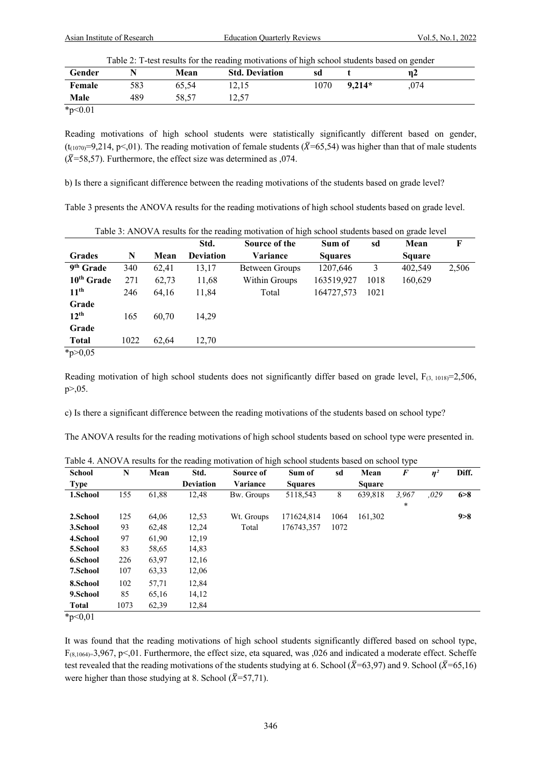Table 2: T-test results for the reading motivations of high school students based on gender

| Gender | N | Mean | Std. Deviation | sd | t | η2 |
|---|---|---|---|---|---|---|
| **Female** | 583 | 65,54 | 12,15 | 1070 | **9,214*** | ,074 |
| **Male** | 489 | 58,57 | 12,57 | | | |

*p<0.01

Reading motivations of high school students were statistically significantly different based on gender, ($t_{(1070)}$=9,214, p<,01). The reading motivation of female students ($\bar{X}$=65,54) was higher than that of male students ($\bar{X}$=58,57). Furthermore, the effect size was determined as ,074.

b) Is there a significant difference between the reading motivations of the students based on grade level?

Table 3 presents the ANOVA results for the reading motivations of high school students based on grade level.

Table 3: ANOVA results for the reading motivation of high school students based on grade level

| Grades | N | Mean | Std. Deviation | Source of the Variance | Sum of Squares | sd | Mean Square | F |
|---|---|---|---|---|---|---|---|---|
| **9th Grade** | 340 | 62,41 | 13,17 | Between Groups | 1207,646 | 3 | 402,549 | 2,506 |
| **10th Grade** | 271 | 62,73 | 11,68 | Within Groups | 163519,927 | 1018 | 160,629 | |
| **11th Grade** | 246 | 64,16 | 11,84 | Total | 164727,573 | 1021 | | |
| **12th Grade** | 165 | 60,70 | 14,29 | | | | | |
| **Total** | 1022 | 62,64 | 12,70 | | | | | |

*p>0,05

Reading motivation of high school students does not significantly differ based on grade level, $F_{(3,\ 1018)}$=2,506, p>,05.

c) Is there a significant difference between the reading motivations of the students based on school type?

The ANOVA results for the reading motivations of high school students based on school type were presented in.

Table 4. ANOVA results for the reading motivation of high school students based on school type

| School Type | N | Mean | Std. Deviation | Source of Variance | Sum of Squares | sd | Mean Square | *F* | *η²* | Diff. |
|---|---|---|---|---|---|---|---|---|---|---|
| **1.School** | 155 | 61,88 | 12,48 | Bw. Groups | 5118,543 | 8 | 639,818 | *3,967 \** | *,029* | **6>8** |
| **2.School** | 125 | 64,06 | 12,53 | Wt. Groups | 171624,814 | 1064 | 161,302 | | | **9>8** |
| **3.School** | 93 | 62,48 | 12,24 | Total | 176743,357 | 1072 | | | | |
| **4.School** | 97 | 61,90 | 12,19 | | | | | | | |
| **5.School** | 83 | 58,65 | 14,83 | | | | | | | |
| **6.School** | 226 | 63,97 | 12,16 | | | | | | | |
| **7.School** | 107 | 63,33 | 12,06 | | | | | | | |
| **8.School** | 102 | 57,71 | 12,84 | | | | | | | |
| **9.School** | 85 | 65,16 | 14,12 | | | | | | | |
| **Total** | 1073 | 62,39 | 12,84 | | | | | | | |

*p<0,01

It was found that the reading motivations of high school students significantly differed based on school type, $F_{(8,1064)}$=3,967, p<,01. Furthermore, the effect size, eta squared, was ,026 and indicated a moderate effect. Scheffe test revealed that the reading motivations of the students studying at 6. School ($\bar{X}$=63,97) and 9. School ($\bar{X}$=65,16) were higher than those studying at 8. School ($\bar{X}$=57,71).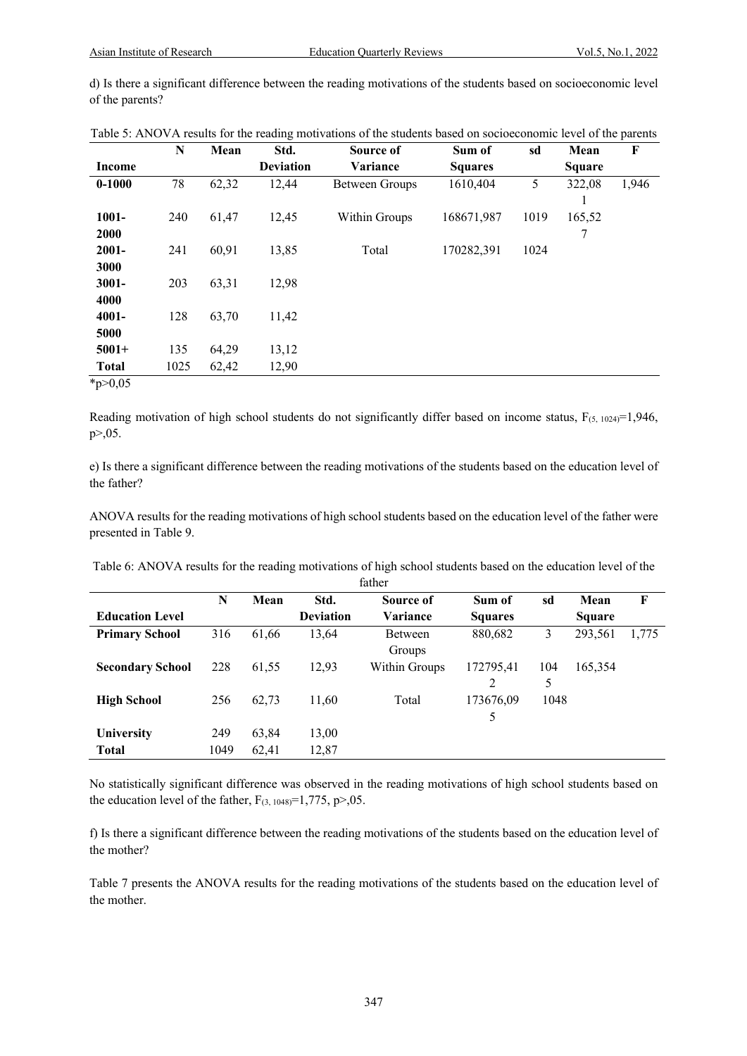d) Is there a significant difference between the reading motivations of the students based on socioeconomic level of the parents?

Table 5: ANOVA results for the reading motivations of the students based on socioeconomic level of the parents

| Income | N | Mean | Std. Deviation | Source of Variance | Sum of Squares | sd | Mean Square | F |
|---|---|---|---|---|---|---|---|---|
| 0-1000 | 78 | 62,32 | 12,44 | Between Groups | 1610,404 | 5 | 322,081 | 1,946 |
| 1001-2000 | 240 | 61,47 | 12,45 | Within Groups | 168671,987 | 1019 | 165,527 | |
| 2001-3000 | 241 | 60,91 | 13,85 | Total | 170282,391 | 1024 | | |
| 3001-4000 | 203 | 63,31 | 12,98 | | | | | |
| 4001-5000 | 128 | 63,70 | 11,42 | | | | | |
| 5001+ | 135 | 64,29 | 13,12 | | | | | |
| Total | 1025 | 62,42 | 12,90 | | | | | |

*p>0,05

Reading motivation of high school students do not significantly differ based on income status, $F_{(5, 1024)}=1,946$, $p>,05$.

e) Is there a significant difference between the reading motivations of the students based on the education level of the father?

ANOVA results for the reading motivations of high school students based on the education level of the father were presented in Table 9.

Table 6: ANOVA results for the reading motivations of high school students based on the education level of the father

| Education Level | N | Mean | Std. Deviation | Source of Variance | Sum of Squares | sd | Mean Square | F |
|---|---|---|---|---|---|---|---|---|
| Primary School | 316 | 61,66 | 13,64 | Between Groups | 880,682 | 3 | 293,561 | 1,775 |
| Secondary School | 228 | 61,55 | 12,93 | Within Groups | 172795,412 | 1045 | 165,354 | |
| High School | 256 | 62,73 | 11,60 | Total | 173676,095 | 1048 | | |
| University | 249 | 63,84 | 13,00 | | | | | |
| Total | 1049 | 62,41 | 12,87 | | | | | |

No statistically significant difference was observed in the reading motivations of high school students based on the education level of the father, $F_{(3, 1048)}=1,775$, $p>,05$.

f) Is there a significant difference between the reading motivations of the students based on the education level of the mother?

Table 7 presents the ANOVA results for the reading motivations of the students based on the education level of the mother.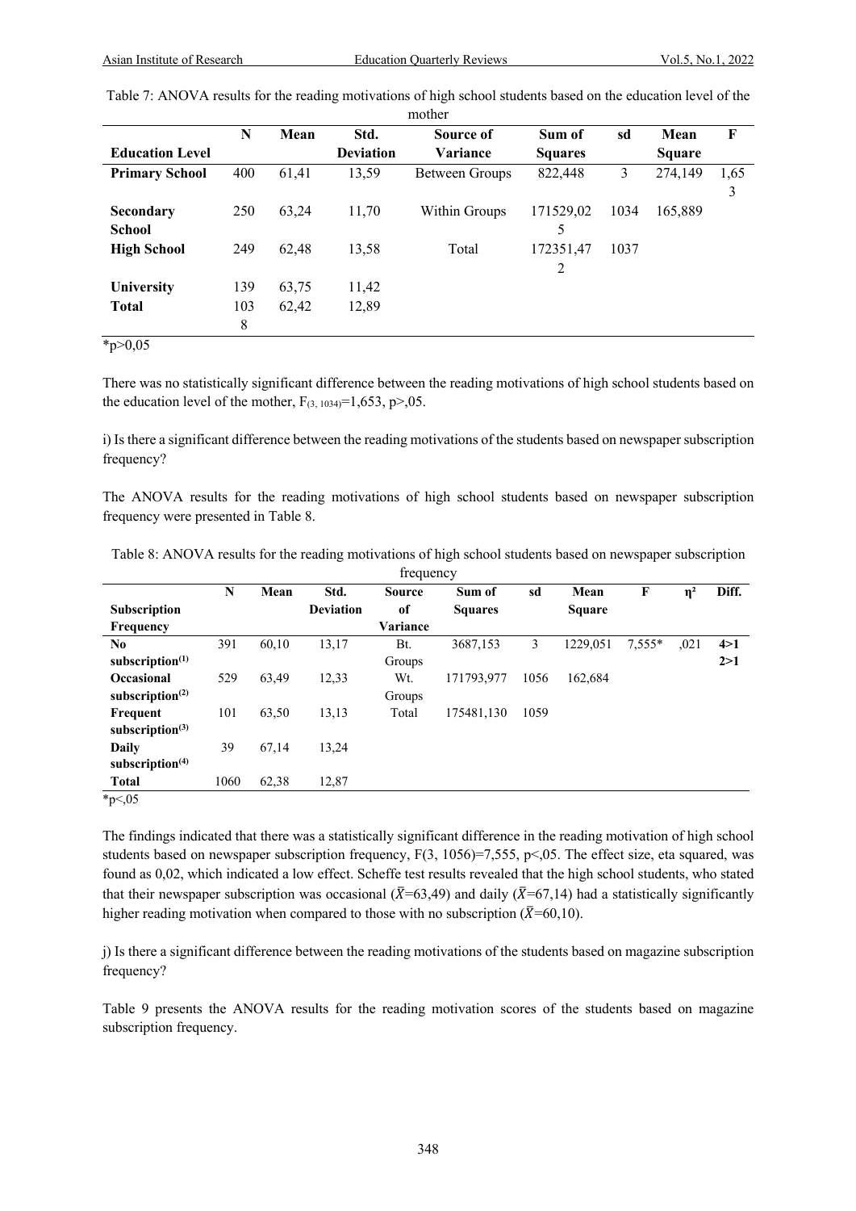Table 7: ANOVA results for the reading motivations of high school students based on the education level of the mother

| Education Level | N | Mean | Std. Deviation | Source of Variance | Sum of Squares | sd | Mean Square | F |
|---|---|---|---|---|---|---|---|---|
| **Primary School** | 400 | 61,41 | 13,59 | Between Groups | 822,448 | 3 | 274,149 | 1,653 |
| **Secondary School** | 250 | 63,24 | 11,70 | Within Groups | 171529,025 | 1034 | 165,889 | |
| **High School** | 249 | 62,48 | 13,58 | Total | 172351,472 | 1037 | | |
| **University** | 139 | 63,75 | 11,42 | | | | | |
| **Total** | 1038 | 62,42 | 12,89 | | | | | |

*p>0,05

There was no statistically significant difference between the reading motivations of high school students based on the education level of the mother, $F_{(3,\ 1034)}=1{,}653$, $p>{,}05$.

i) Is there a significant difference between the reading motivations of the students based on newspaper subscription frequency?

The ANOVA results for the reading motivations of high school students based on newspaper subscription frequency were presented in Table 8.

Table 8: ANOVA results for the reading motivations of high school students based on newspaper subscription frequency

| Subscription Frequency | N | Mean | Std. Deviation | Source of Variance | Sum of Squares | sd | Mean Square | F | η² | Diff. |
|---|---|---|---|---|---|---|---|---|---|---|
| **No subscription(1)** | 391 | 60,10 | 13,17 | Bt. Groups | 3687,153 | 3 | 1229,051 | 7,555* | ,021 | **4>1 2>1** |
| **Occasional subscription(2)** | 529 | 63,49 | 12,33 | Wt. Groups | 171793,977 | 1056 | 162,684 | | | |
| **Frequent subscription(3)** | 101 | 63,50 | 13,13 | Total | 175481,130 | 1059 | | | | |
| **Daily subscription(4)** | 39 | 67,14 | 13,24 | | | | | | | |
| **Total** | 1060 | 62,38 | 12,87 | | | | | | | |

*p<,05

The findings indicated that there was a statistically significant difference in the reading motivation of high school students based on newspaper subscription frequency, $F(3,\ 1056)=7{,}555$, $p<{,}05$. The effect size, eta squared, was found as 0,02, which indicated a low effect. Scheffe test results revealed that the high school students, who stated that their newspaper subscription was occasional ($\bar{X}$=63,49) and daily ($\bar{X}$=67,14) had a statistically significantly higher reading motivation when compared to those with no subscription ($\bar{X}$=60,10).

j) Is there a significant difference between the reading motivations of the students based on magazine subscription frequency?

Table 9 presents the ANOVA results for the reading motivation scores of the students based on magazine subscription frequency.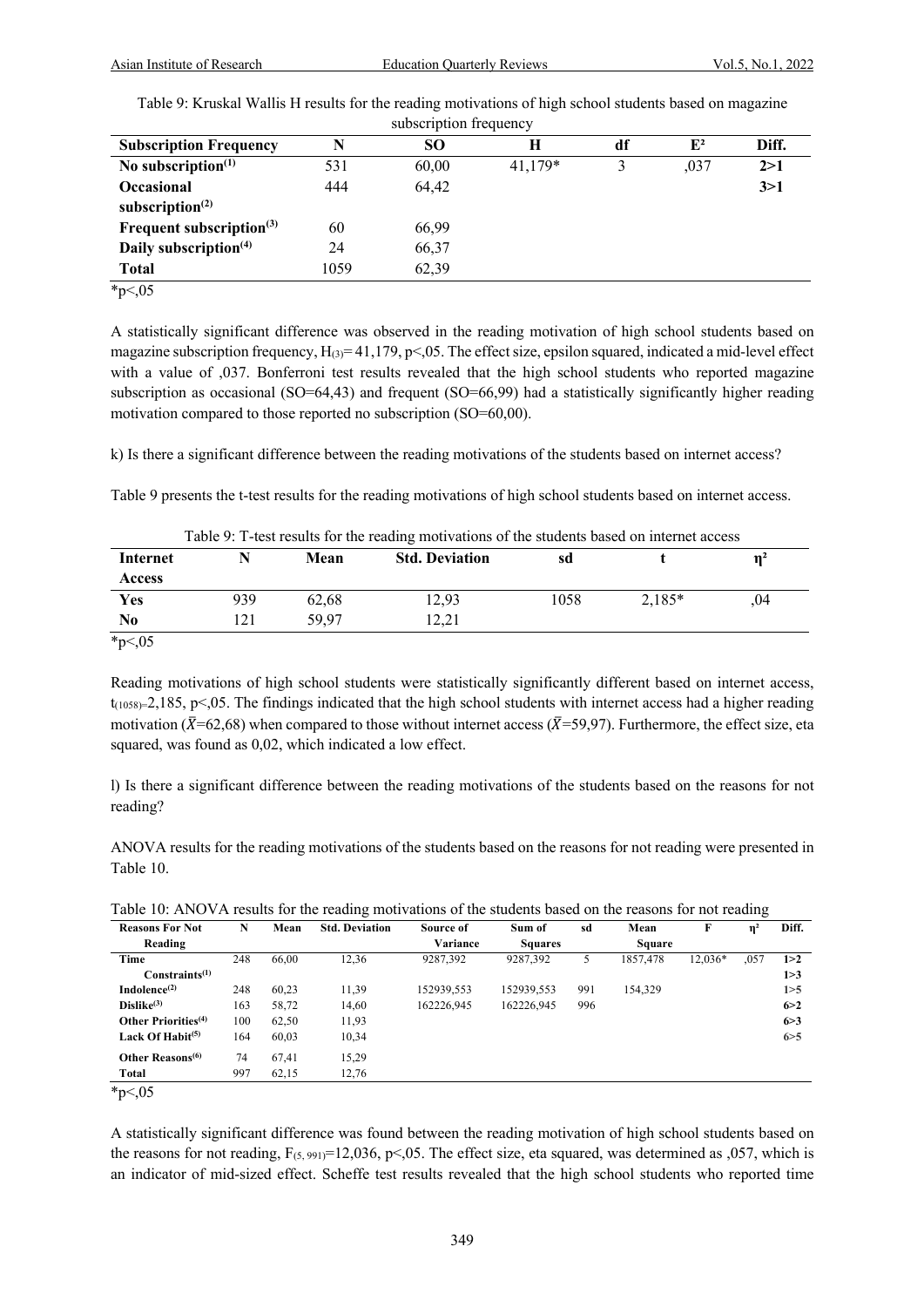Table 9: Kruskal Wallis H results for the reading motivations of high school students based on magazine subscription frequency

| Subscription Frequency | N | SO | H | df | E² | Diff. |
|---|---|---|---|---|---|---|
| **No subscription(1)** | 531 | 60,00 | 41,179* | 3 | ,037 | **2>1** |
| **Occasional subscription(2)** | 444 | 64,42 | | | | **3>1** |
| **Frequent subscription(3)** | 60 | 66,99 | | | | |
| **Daily subscription(4)** | 24 | 66,37 | | | | |
| **Total** | 1059 | 62,39 | | | | |

*p<,05

A statistically significant difference was observed in the reading motivation of high school students based on magazine subscription frequency, $H_{(3)}$= 41,179, p<,05. The effect size, epsilon squared, indicated a mid-level effect with a value of ,037. Bonferroni test results revealed that the high school students who reported magazine subscription as occasional (SO=64,43) and frequent (SO=66,99) had a statistically significantly higher reading motivation compared to those reported no subscription (SO=60,00).

k) Is there a significant difference between the reading motivations of the students based on internet access?

Table 9 presents the t-test results for the reading motivations of high school students based on internet access.

Table 9: T-test results for the reading motivations of the students based on internet access

| Internet Access | N | Mean | Std. Deviation | sd | t | η² |
|---|---|---|---|---|---|---|
| **Yes** | 939 | 62,68 | 12,93 | 1058 | 2,185* | ,04 |
| **No** | 121 | 59,97 | 12,21 | | | |

*p<,05

Reading motivations of high school students were statistically significantly different based on internet access, $t_{(1058)}$=2,185, p<,05. The findings indicated that the high school students with internet access had a higher reading motivation ($\bar{X}$=62,68) when compared to those without internet access ($\bar{X}$=59,97). Furthermore, the effect size, eta squared, was found as 0,02, which indicated a low effect.

l) Is there a significant difference between the reading motivations of the students based on the reasons for not reading?

ANOVA results for the reading motivations of the students based on the reasons for not reading were presented in Table 10.

Table 10: ANOVA results for the reading motivations of the students based on the reasons for not reading

| Reasons For Not Reading | N | Mean | Std. Deviation | Source of Variance | Sum of Squares | sd | Mean Square | F | η² | Diff. |
|---|---|---|---|---|---|---|---|---|---|---|
| **Time Constraints(1)** | 248 | 66,00 | 12,36 | 9287,392 | 9287,392 | 5 | 1857,478 | 12,036* | ,057 | **1>2** |
| | | | | | | | | | | **1>3** |
| **Indolence(2)** | 248 | 60,23 | 11,39 | 152939,553 | 152939,553 | 991 | 154,329 | | | 1>5 |
| **Dislike(3)** | 163 | 58,72 | 14,60 | 162226,945 | 162226,945 | 996 | | | | **6>2** |
| **Other Priorities(4)** | 100 | 62,50 | 11,93 | | | | | | | **6>3** |
| **Lack Of Habit(5)** | 164 | 60,03 | 10,34 | | | | | | | 6>5 |
| **Other Reasons(6)** | 74 | 67,41 | 15,29 | | | | | | | |
| **Total** | 997 | 62,15 | 12,76 | | | | | | | |

*p<,05

A statistically significant difference was found between the reading motivation of high school students based on the reasons for not reading, $F_{(5, 991)}$=12,036, p<,05. The effect size, eta squared, was determined as ,057, which is an indicator of mid-sized effect. Scheffe test results revealed that the high school students who reported time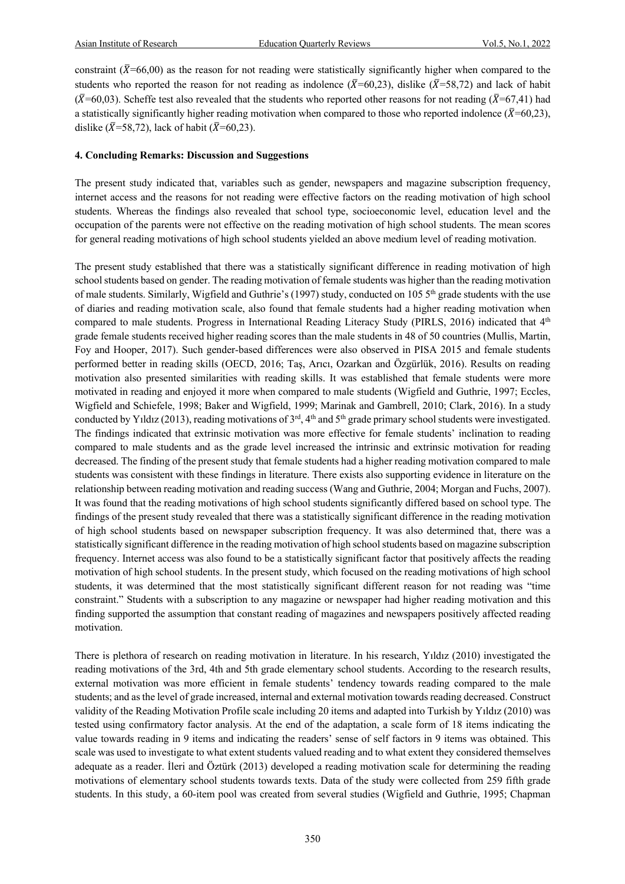constraint ($\bar{X}$=66,00) as the reason for not reading were statistically significantly higher when compared to the students who reported the reason for not reading as indolence ($\bar{X}$=60,23), dislike ($\bar{X}$=58,72) and lack of habit ($\bar{X}$=60,03). Scheffe test also revealed that the students who reported other reasons for not reading ($\bar{X}$=67,41) had a statistically significantly higher reading motivation when compared to those who reported indolence ($\bar{X}$=60,23), dislike ($\bar{X}$=58,72), lack of habit ($\bar{X}$=60,23).

### 4. Concluding Remarks: Discussion and Suggestions

The present study indicated that, variables such as gender, newspapers and magazine subscription frequency, internet access and the reasons for not reading were effective factors on the reading motivation of high school students. Whereas the findings also revealed that school type, socioeconomic level, education level and the occupation of the parents were not effective on the reading motivation of high school students. The mean scores for general reading motivations of high school students yielded an above medium level of reading motivation.

The present study established that there was a statistically significant difference in reading motivation of high school students based on gender. The reading motivation of female students was higher than the reading motivation of male students. Similarly, Wigfield and Guthrie's (1997) study, conducted on 105 5th grade students with the use of diaries and reading motivation scale, also found that female students had a higher reading motivation when compared to male students. Progress in International Reading Literacy Study (PIRLS, 2016) indicated that 4th grade female students received higher reading scores than the male students in 48 of 50 countries (Mullis, Martin, Foy and Hooper, 2017). Such gender-based differences were also observed in PISA 2015 and female students performed better in reading skills (OECD, 2016; Taş, Arıcı, Ozarkan and Özgürlük, 2016). Results on reading motivation also presented similarities with reading skills. It was established that female students were more motivated in reading and enjoyed it more when compared to male students (Wigfield and Guthrie, 1997; Eccles, Wigfield and Schiefele, 1998; Baker and Wigfield, 1999; Marinak and Gambrell, 2010; Clark, 2016). In a study conducted by Yıldız (2013), reading motivations of 3rd, 4th and 5th grade primary school students were investigated. The findings indicated that extrinsic motivation was more effective for female students' inclination to reading compared to male students and as the grade level increased the intrinsic and extrinsic motivation for reading decreased. The finding of the present study that female students had a higher reading motivation compared to male students was consistent with these findings in literature. There exists also supporting evidence in literature on the relationship between reading motivation and reading success (Wang and Guthrie, 2004; Morgan and Fuchs, 2007). It was found that the reading motivations of high school students significantly differed based on school type. The findings of the present study revealed that there was a statistically significant difference in the reading motivation of high school students based on newspaper subscription frequency. It was also determined that, there was a statistically significant difference in the reading motivation of high school students based on magazine subscription frequency. Internet access was also found to be a statistically significant factor that positively affects the reading motivation of high school students. In the present study, which focused on the reading motivations of high school students, it was determined that the most statistically significant different reason for not reading was "time constraint." Students with a subscription to any magazine or newspaper had higher reading motivation and this finding supported the assumption that constant reading of magazines and newspapers positively affected reading motivation.

There is plethora of research on reading motivation in literature. In his research, Yıldız (2010) investigated the reading motivations of the 3rd, 4th and 5th grade elementary school students. According to the research results, external motivation was more efficient in female students' tendency towards reading compared to the male students; and as the level of grade increased, internal and external motivation towards reading decreased. Construct validity of the Reading Motivation Profile scale including 20 items and adapted into Turkish by Yıldız (2010) was tested using confirmatory factor analysis. At the end of the adaptation, a scale form of 18 items indicating the value towards reading in 9 items and indicating the readers' sense of self factors in 9 items was obtained. This scale was used to investigate to what extent students valued reading and to what extent they considered themselves adequate as a reader. İleri and Öztürk (2013) developed a reading motivation scale for determining the reading motivations of elementary school students towards texts. Data of the study were collected from 259 fifth grade students. In this study, a 60-item pool was created from several studies (Wigfield and Guthrie, 1995; Chapman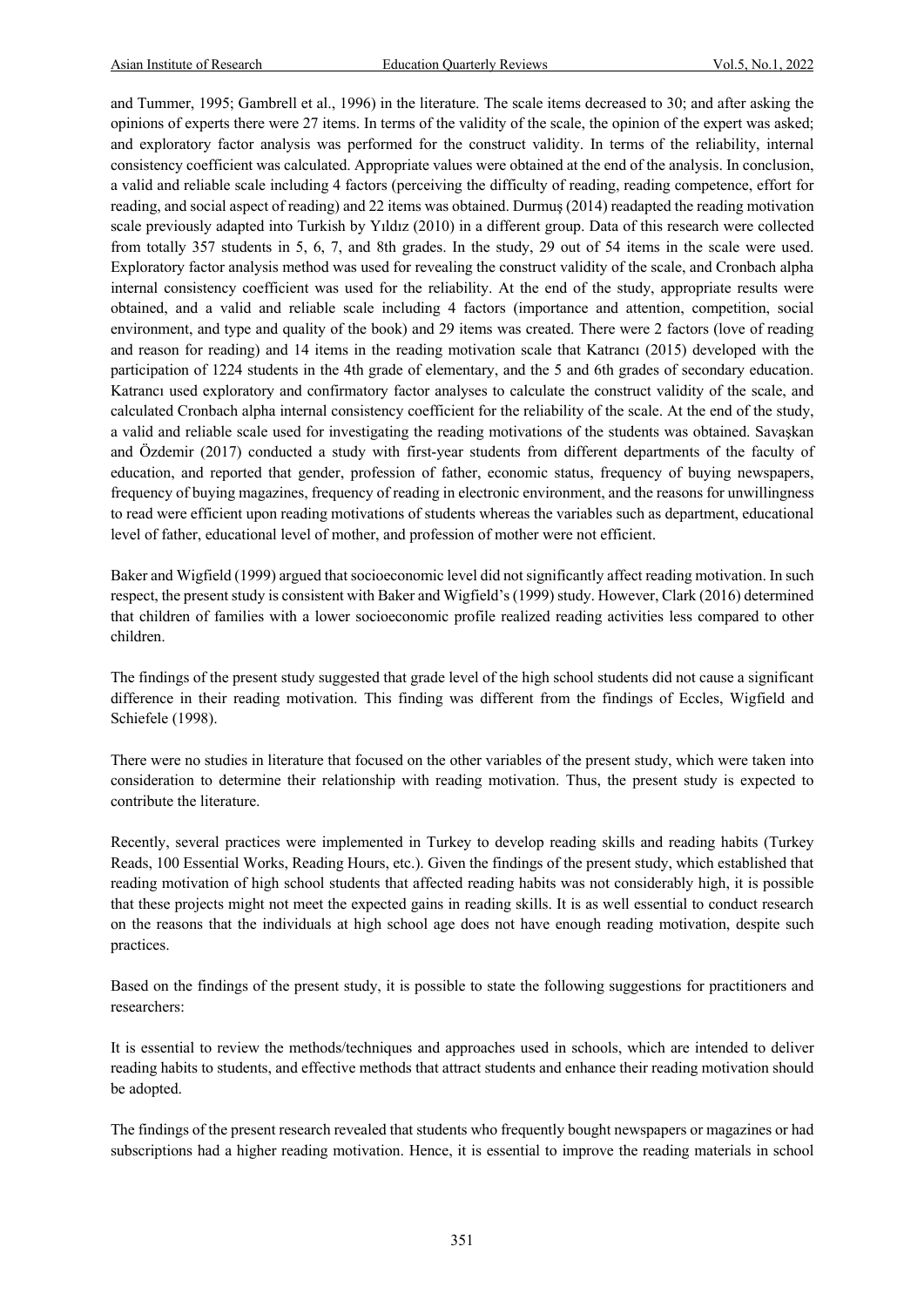and Tummer, 1995; Gambrell et al., 1996) in the literature. The scale items decreased to 30; and after asking the opinions of experts there were 27 items. In terms of the validity of the scale, the opinion of the expert was asked; and exploratory factor analysis was performed for the construct validity. In terms of the reliability, internal consistency coefficient was calculated. Appropriate values were obtained at the end of the analysis. In conclusion, a valid and reliable scale including 4 factors (perceiving the difficulty of reading, reading competence, effort for reading, and social aspect of reading) and 22 items was obtained. Durmuş (2014) readapted the reading motivation scale previously adapted into Turkish by Yıldız (2010) in a different group. Data of this research were collected from totally 357 students in 5, 6, 7, and 8th grades. In the study, 29 out of 54 items in the scale were used. Exploratory factor analysis method was used for revealing the construct validity of the scale, and Cronbach alpha internal consistency coefficient was used for the reliability. At the end of the study, appropriate results were obtained, and a valid and reliable scale including 4 factors (importance and attention, competition, social environment, and type and quality of the book) and 29 items was created. There were 2 factors (love of reading and reason for reading) and 14 items in the reading motivation scale that Katrancı (2015) developed with the participation of 1224 students in the 4th grade of elementary, and the 5 and 6th grades of secondary education. Katrancı used exploratory and confirmatory factor analyses to calculate the construct validity of the scale, and calculated Cronbach alpha internal consistency coefficient for the reliability of the scale. At the end of the study, a valid and reliable scale used for investigating the reading motivations of the students was obtained. Savaşkan and Özdemir (2017) conducted a study with first-year students from different departments of the faculty of education, and reported that gender, profession of father, economic status, frequency of buying newspapers, frequency of buying magazines, frequency of reading in electronic environment, and the reasons for unwillingness to read were efficient upon reading motivations of students whereas the variables such as department, educational level of father, educational level of mother, and profession of mother were not efficient.

Baker and Wigfield (1999) argued that socioeconomic level did not significantly affect reading motivation. In such respect, the present study is consistent with Baker and Wigfield's (1999) study. However, Clark (2016) determined that children of families with a lower socioeconomic profile realized reading activities less compared to other children.

The findings of the present study suggested that grade level of the high school students did not cause a significant difference in their reading motivation. This finding was different from the findings of Eccles, Wigfield and Schiefele (1998).

There were no studies in literature that focused on the other variables of the present study, which were taken into consideration to determine their relationship with reading motivation. Thus, the present study is expected to contribute the literature.

Recently, several practices were implemented in Turkey to develop reading skills and reading habits (Turkey Reads, 100 Essential Works, Reading Hours, etc.). Given the findings of the present study, which established that reading motivation of high school students that affected reading habits was not considerably high, it is possible that these projects might not meet the expected gains in reading skills. It is as well essential to conduct research on the reasons that the individuals at high school age does not have enough reading motivation, despite such practices.

Based on the findings of the present study, it is possible to state the following suggestions for practitioners and researchers:

It is essential to review the methods/techniques and approaches used in schools, which are intended to deliver reading habits to students, and effective methods that attract students and enhance their reading motivation should be adopted.

The findings of the present research revealed that students who frequently bought newspapers or magazines or had subscriptions had a higher reading motivation. Hence, it is essential to improve the reading materials in school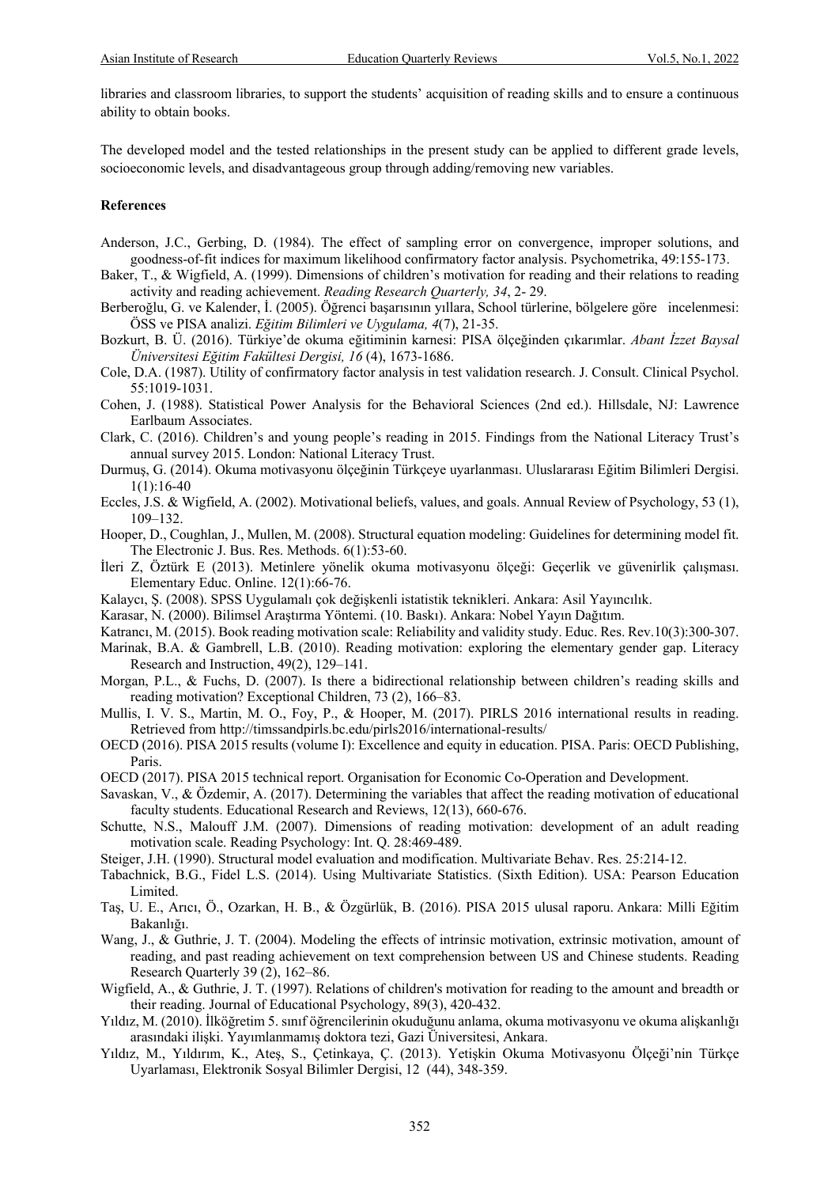libraries and classroom libraries, to support the students' acquisition of reading skills and to ensure a continuous ability to obtain books.

The developed model and the tested relationships in the present study can be applied to different grade levels, socioeconomic levels, and disadvantageous group through adding/removing new variables.

**References**

Anderson, J.C., Gerbing, D. (1984). The effect of sampling error on convergence, improper solutions, and goodness-of-fit indices for maximum likelihood confirmatory factor analysis. Psychometrika, 49:155-173.

Baker, T., & Wigfield, A. (1999). Dimensions of children's motivation for reading and their relations to reading activity and reading achievement. *Reading Research Quarterly, 34*, 2- 29.

Berberoğlu, G. ve Kalender, İ. (2005). Öğrenci başarısının yıllara, School türlerine, bölgelere göre incelenmesi: ÖSS ve PISA analizi. *Eğitim Bilimleri ve Uygulama, 4*(7), 21-35.

Bozkurt, B. Ü. (2016). Türkiye'de okuma eğitiminin karnesi: PISA ölçeğinden çıkarımlar. *Abant İzzet Baysal Üniversitesi Eğitim Fakültesi Dergisi, 16* (4), 1673-1686.

Cole, D.A. (1987). Utility of confirmatory factor analysis in test validation research. J. Consult. Clinical Psychol. 55:1019-1031.

Cohen, J. (1988). Statistical Power Analysis for the Behavioral Sciences (2nd ed.). Hillsdale, NJ: Lawrence Earlbaum Associates.

Clark, C. (2016). Children's and young people's reading in 2015. Findings from the National Literacy Trust's annual survey 2015. London: National Literacy Trust.

Durmuş, G. (2014). Okuma motivasyonu ölçeğinin Türkçeye uyarlanması. Uluslararası Eğitim Bilimleri Dergisi. 1(1):16-40

Eccles, J.S. & Wigfield, A. (2002). Motivational beliefs, values, and goals. Annual Review of Psychology, 53 (1), 109–132.

Hooper, D., Coughlan, J., Mullen, M. (2008). Structural equation modeling: Guidelines for determining model fit. The Electronic J. Bus. Res. Methods. 6(1):53-60.

İleri Z, Öztürk E (2013). Metinlere yönelik okuma motivasyonu ölçeği: Geçerlik ve güvenirlik çalışması. Elementary Educ. Online. 12(1):66-76.

Kalaycı, Ş. (2008). SPSS Uygulamalı çok değişkenli istatistik teknikleri. Ankara: Asil Yayıncılık.

Karasar, N. (2000). Bilimsel Araştırma Yöntemi. (10. Baskı). Ankara: Nobel Yayın Dağıtım.

Katrancı, M. (2015). Book reading motivation scale: Reliability and validity study. Educ. Res. Rev.10(3):300-307.

Marinak, B.A. & Gambrell, L.B. (2010). Reading motivation: exploring the elementary gender gap. Literacy Research and Instruction, 49(2), 129–141.

Morgan, P.L., & Fuchs, D. (2007). Is there a bidirectional relationship between children's reading skills and reading motivation? Exceptional Children, 73 (2), 166–83.

Mullis, I. V. S., Martin, M. O., Foy, P., & Hooper, M. (2017). PIRLS 2016 international results in reading. Retrieved from http://timssandpirls.bc.edu/pirls2016/international-results/

OECD (2016). PISA 2015 results (volume I): Excellence and equity in education. PISA. Paris: OECD Publishing, Paris.

OECD (2017). PISA 2015 technical report. Organisation for Economic Co-Operation and Development.

Savaskan, V., & Özdemir, A. (2017). Determining the variables that affect the reading motivation of educational faculty students. Educational Research and Reviews, 12(13), 660-676.

Schutte, N.S., Malouff J.M. (2007). Dimensions of reading motivation: development of an adult reading motivation scale. Reading Psychology: Int. Q. 28:469-489.

Steiger, J.H. (1990). Structural model evaluation and modification. Multivariate Behav. Res. 25:214-12.

Tabachnick, B.G., Fidel L.S. (2014). Using Multivariate Statistics. (Sixth Edition). USA: Pearson Education Limited.

Taş, U. E., Arıcı, Ö., Ozarkan, H. B., & Özgürlük, B. (2016). PISA 2015 ulusal raporu. Ankara: Milli Eğitim Bakanlığı.

Wang, J., & Guthrie, J. T. (2004). Modeling the effects of intrinsic motivation, extrinsic motivation, amount of reading, and past reading achievement on text comprehension between US and Chinese students. Reading Research Quarterly 39 (2), 162–86.

Wigfield, A., & Guthrie, J. T. (1997). Relations of children's motivation for reading to the amount and breadth or their reading. Journal of Educational Psychology, 89(3), 420-432.

Yıldız, M. (2010). İlköğretim 5. sınıf öğrencilerinin okuduğunu anlama, okuma motivasyonu ve okuma alişkanlığı arasındaki ilişki. Yayımlanmamış doktora tezi, Gazi Üniversitesi, Ankara.

Yıldız, M., Yıldırım, K., Ateş, S., Çetinkaya, Ç. (2013). Yetişkin Okuma Motivasyonu Ölçeği'nin Türkçe Uyarlaması, Elektronik Sosyal Bilimler Dergisi, 12 (44), 348-359.